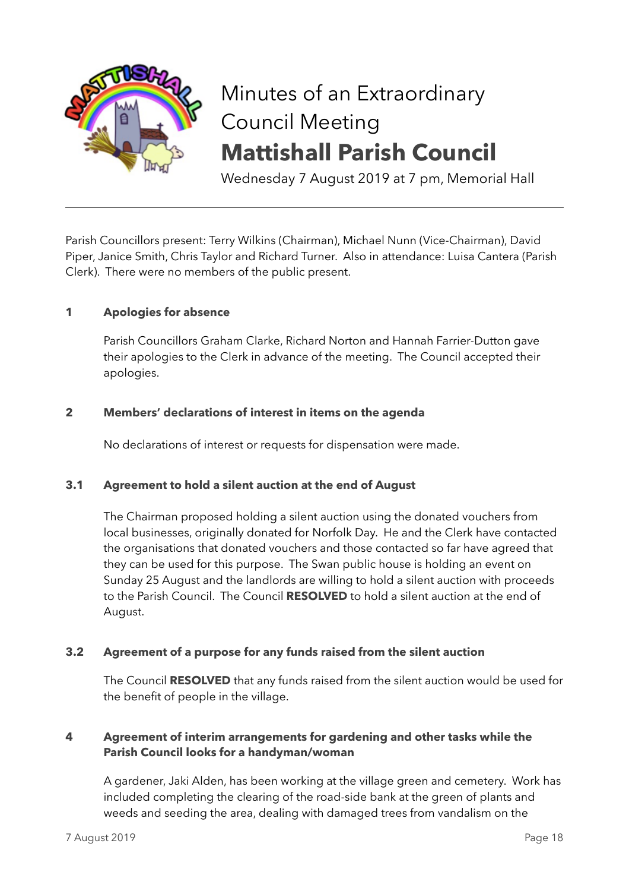# Minutes of an Extraordinary Council Meeting

# Mattishall Parish Council

Wednesday 7 August 2019 at 7 pm, Memorial Hall

---

Parish Councillors present: Terry Wilkins (Chairman), Michael Nunn (Vice-Chairman), David Piper, Janice Smith, Chris Taylor and Richard Turner. Also in attendance: Luisa Cantera (Parish Clerk). There were no members of the public present.

## 1 Apologies for absence

Parish Councillors Graham Clarke, Richard Norton and Hannah Farrier-Dutton gave their apologies to the Clerk in advance of the meeting. The Council accepted their apologies.

## 2 Members' declarations of interest in items on the agenda

No declarations of interest or requests for dispensation were made.

## 3.1 Agreement to hold a silent auction at the end of August

The Chairman proposed holding a silent auction using the donated vouchers from local businesses, originally donated for Norfolk Day. He and the Clerk have contacted the organisations that donated vouchers and those contacted so far have agreed that they can be used for this purpose. The Swan public house is holding an event on Sunday 25 August and the landlords are willing to hold a silent auction with proceeds to the Parish Council. The Council **RESOLVED** to hold a silent auction at the end of August.

## 3.2 Agreement of a purpose for any funds raised from the silent auction

The Council **RESOLVED** that any funds raised from the silent auction would be used for the benefit of people in the village.

## 4 Agreement of interim arrangements for gardening and other tasks while the Parish Council looks for a handyman/woman

A gardener, Jaki Alden, has been working at the village green and cemetery. Work has included completing the clearing of the road-side bank at the green of plants and weeds and seeding the area, dealing with damaged trees from vandalism on the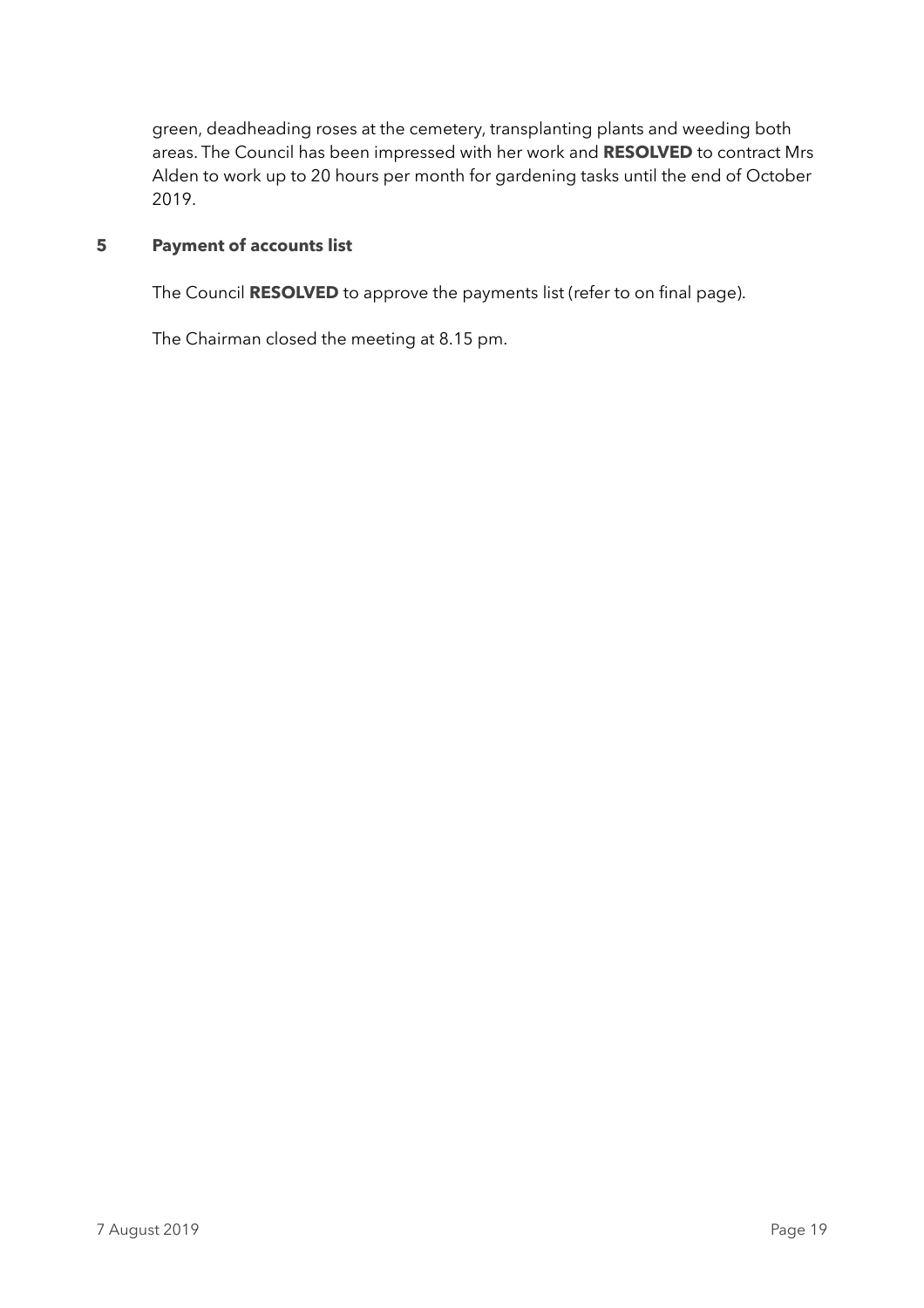green, deadheading roses at the cemetery, transplanting plants and weeding both areas. The Council has been impressed with her work and **RESOLVED** to contract Mrs Alden to work up to 20 hours per month for gardening tasks until the end of October 2019.

## 5 Payment of accounts list

The Council **RESOLVED** to approve the payments list (refer to on final page).

The Chairman closed the meeting at 8.15 pm.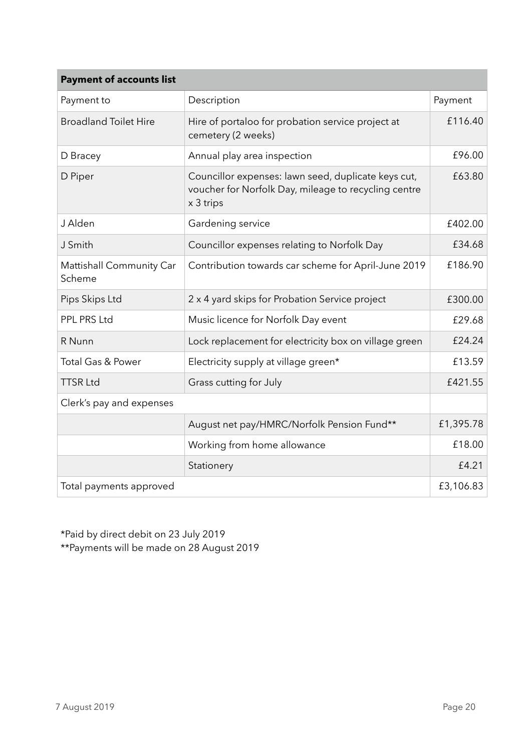| Payment of accounts list | | |
|---|---|---|
| Payment to | Description | Payment |
| Broadland Toilet Hire | Hire of portaloo for probation service project at cemetery (2 weeks) | £116.40 |
| D Bracey | Annual play area inspection | £96.00 |
| D Piper | Councillor expenses: lawn seed, duplicate keys cut, voucher for Norfolk Day, mileage to recycling centre x 3 trips | £63.80 |
| J Alden | Gardening service | £402.00 |
| J Smith | Councillor expenses relating to Norfolk Day | £34.68 |
| Mattishall Community Car Scheme | Contribution towards car scheme for April-June 2019 | £186.90 |
| Pips Skips Ltd | 2 x 4 yard skips for Probation Service project | £300.00 |
| PPL PRS Ltd | Music licence for Norfolk Day event | £29.68 |
| R Nunn | Lock replacement for electricity box on village green | £24.24 |
| Total Gas & Power | Electricity supply at village green* | £13.59 |
| TTSR Ltd | Grass cutting for July | £421.55 |
| Clerk's pay and expenses | | |
| | August net pay/HMRC/Norfolk Pension Fund** | £1,395.78 |
| | Working from home allowance | £18.00 |
| | Stationery | £4.21 |
| Total payments approved | | £3,106.83 |

*Paid by direct debit on 23 July 2019

**Payments will be made on 28 August 2019